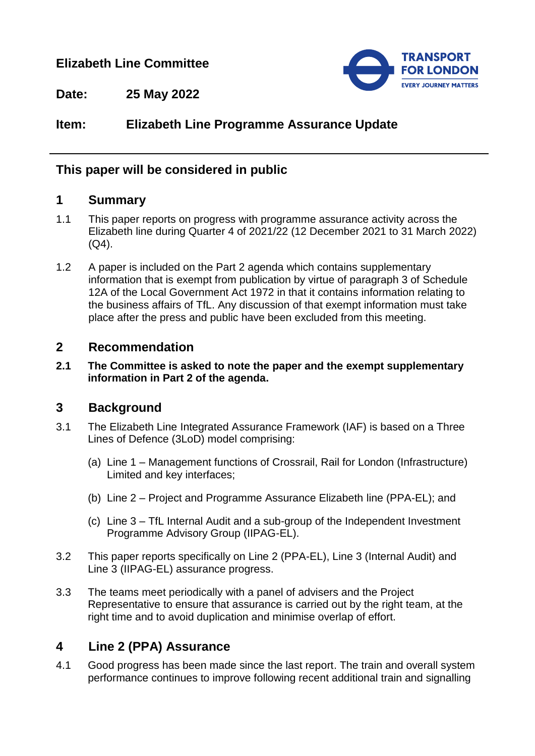**Elizabeth Line Committee**

**Date:** **25 May 2022**

**Item:** **Elizabeth Line Programme Assurance Update**

---

## This paper will be considered in public

## 1 Summary

1.1 This paper reports on progress with programme assurance activity across the Elizabeth line during Quarter 4 of 2021/22 (12 December 2021 to 31 March 2022) (Q4).

1.2 A paper is included on the Part 2 agenda which contains supplementary information that is exempt from publication by virtue of paragraph 3 of Schedule 12A of the Local Government Act 1972 in that it contains information relating to the business affairs of TfL. Any discussion of that exempt information must take place after the press and public have been excluded from this meeting.

## 2 Recommendation

**2.1 The Committee is asked to note the paper and the exempt supplementary information in Part 2 of the agenda.**

## 3 Background

3.1 The Elizabeth Line Integrated Assurance Framework (IAF) is based on a Three Lines of Defence (3LoD) model comprising:

(a) Line 1 – Management functions of Crossrail, Rail for London (Infrastructure) Limited and key interfaces;

(b) Line 2 – Project and Programme Assurance Elizabeth line (PPA-EL); and

(c) Line 3 – TfL Internal Audit and a sub-group of the Independent Investment Programme Advisory Group (IIPAG-EL).

3.2 This paper reports specifically on Line 2 (PPA-EL), Line 3 (Internal Audit) and Line 3 (IIPAG-EL) assurance progress.

3.3 The teams meet periodically with a panel of advisers and the Project Representative to ensure that assurance is carried out by the right team, at the right time and to avoid duplication and minimise overlap of effort.

## 4 Line 2 (PPA) Assurance

4.1 Good progress has been made since the last report. The train and overall system performance continues to improve following recent additional train and signalling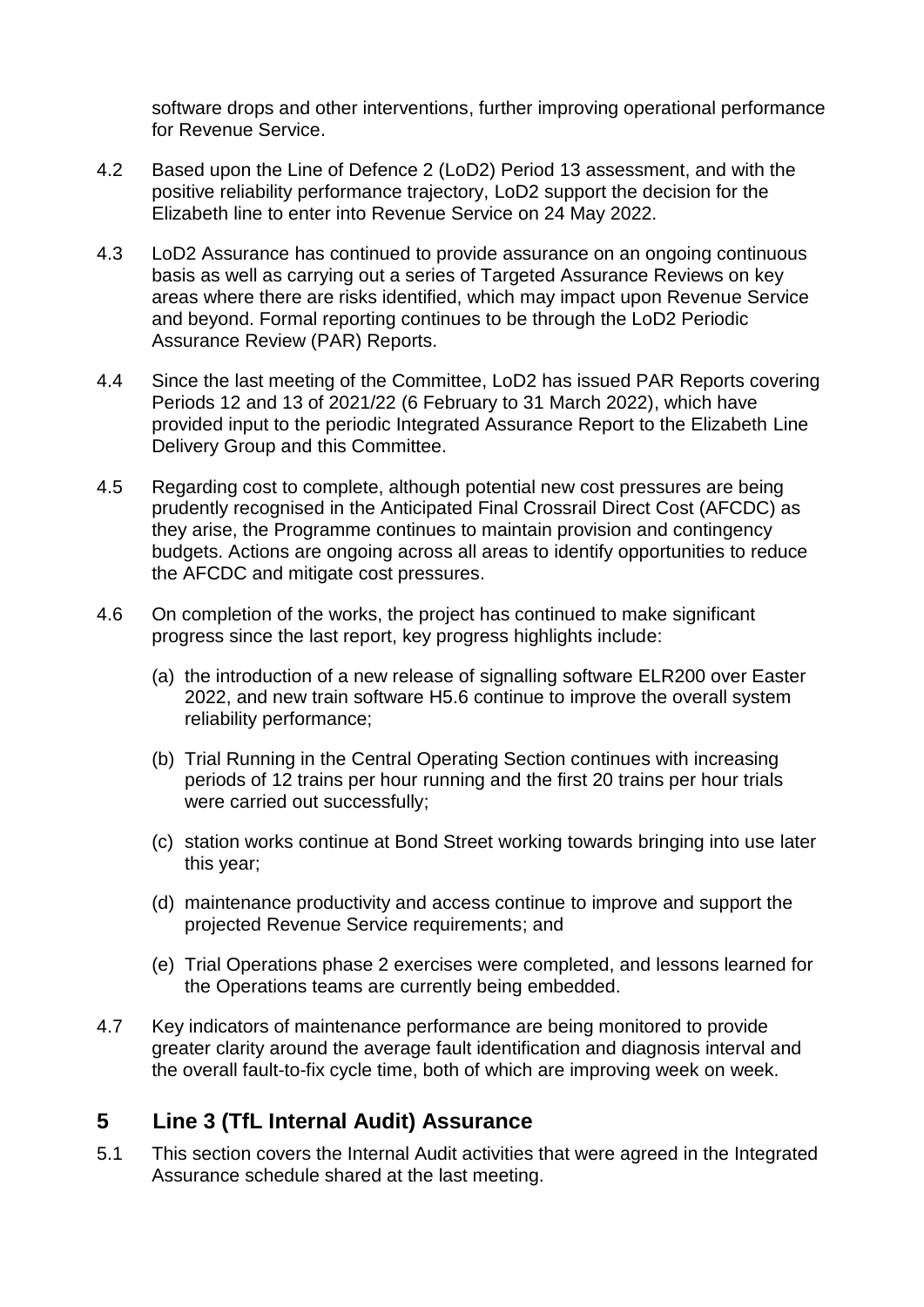software drops and other interventions, further improving operational performance for Revenue Service.

4.2 Based upon the Line of Defence 2 (LoD2) Period 13 assessment, and with the positive reliability performance trajectory, LoD2 support the decision for the Elizabeth line to enter into Revenue Service on 24 May 2022.

4.3 LoD2 Assurance has continued to provide assurance on an ongoing continuous basis as well as carrying out a series of Targeted Assurance Reviews on key areas where there are risks identified, which may impact upon Revenue Service and beyond. Formal reporting continues to be through the LoD2 Periodic Assurance Review (PAR) Reports.

4.4 Since the last meeting of the Committee, LoD2 has issued PAR Reports covering Periods 12 and 13 of 2021/22 (6 February to 31 March 2022), which have provided input to the periodic Integrated Assurance Report to the Elizabeth Line Delivery Group and this Committee.

4.5 Regarding cost to complete, although potential new cost pressures are being prudently recognised in the Anticipated Final Crossrail Direct Cost (AFCDC) as they arise, the Programme continues to maintain provision and contingency budgets. Actions are ongoing across all areas to identify opportunities to reduce the AFCDC and mitigate cost pressures.

4.6 On completion of the works, the project has continued to make significant progress since the last report, key progress highlights include:

(a) the introduction of a new release of signalling software ELR200 over Easter 2022, and new train software H5.6 continue to improve the overall system reliability performance;

(b) Trial Running in the Central Operating Section continues with increasing periods of 12 trains per hour running and the first 20 trains per hour trials were carried out successfully;

(c) station works continue at Bond Street working towards bringing into use later this year;

(d) maintenance productivity and access continue to improve and support the projected Revenue Service requirements; and

(e) Trial Operations phase 2 exercises were completed, and lessons learned for the Operations teams are currently being embedded.

4.7 Key indicators of maintenance performance are being monitored to provide greater clarity around the average fault identification and diagnosis interval and the overall fault-to-fix cycle time, both of which are improving week on week.

## 5 Line 3 (TfL Internal Audit) Assurance

5.1 This section covers the Internal Audit activities that were agreed in the Integrated Assurance schedule shared at the last meeting.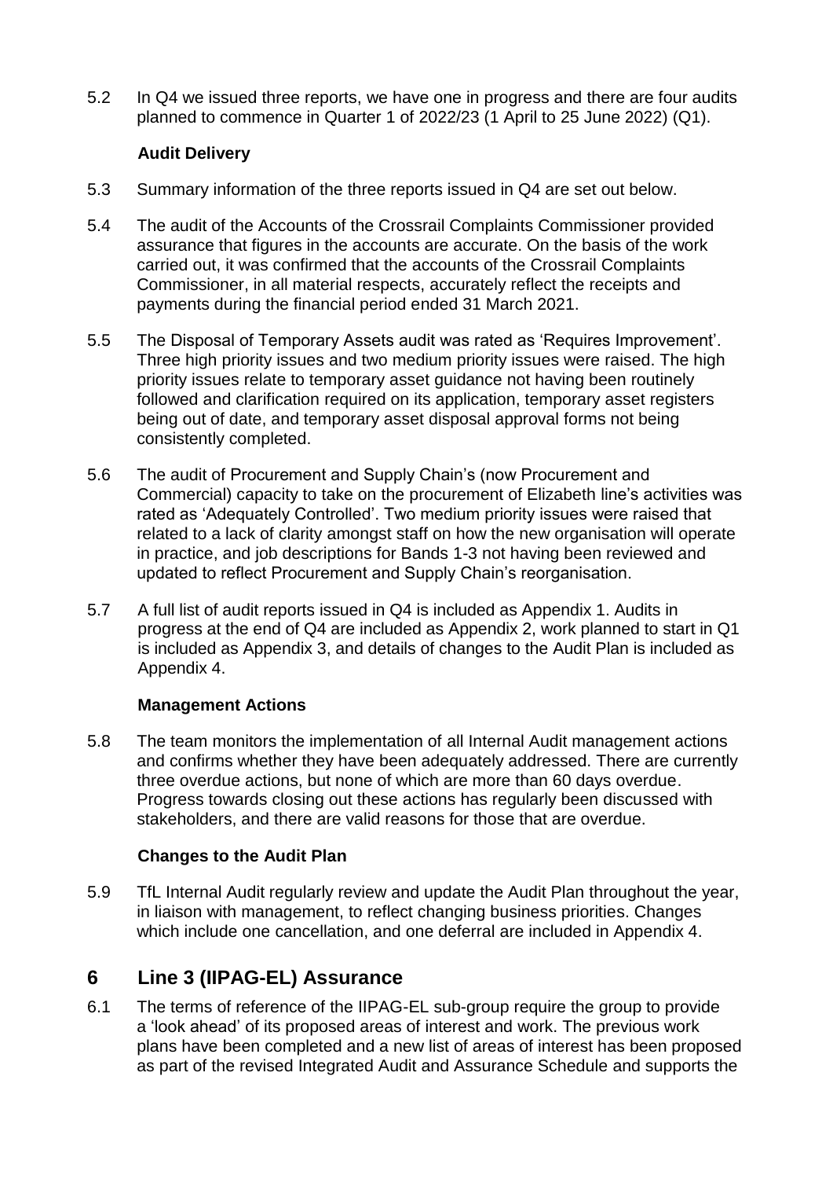5.2 In Q4 we issued three reports, we have one in progress and there are four audits planned to commence in Quarter 1 of 2022/23 (1 April to 25 June 2022) (Q1).

**Audit Delivery**

5.3 Summary information of the three reports issued in Q4 are set out below.

5.4 The audit of the Accounts of the Crossrail Complaints Commissioner provided assurance that figures in the accounts are accurate. On the basis of the work carried out, it was confirmed that the accounts of the Crossrail Complaints Commissioner, in all material respects, accurately reflect the receipts and payments during the financial period ended 31 March 2021.

5.5 The Disposal of Temporary Assets audit was rated as 'Requires Improvement'. Three high priority issues and two medium priority issues were raised. The high priority issues relate to temporary asset guidance not having been routinely followed and clarification required on its application, temporary asset registers being out of date, and temporary asset disposal approval forms not being consistently completed.

5.6 The audit of Procurement and Supply Chain's (now Procurement and Commercial) capacity to take on the procurement of Elizabeth line's activities was rated as 'Adequately Controlled'. Two medium priority issues were raised that related to a lack of clarity amongst staff on how the new organisation will operate in practice, and job descriptions for Bands 1-3 not having been reviewed and updated to reflect Procurement and Supply Chain's reorganisation.

5.7 A full list of audit reports issued in Q4 is included as Appendix 1. Audits in progress at the end of Q4 are included as Appendix 2, work planned to start in Q1 is included as Appendix 3, and details of changes to the Audit Plan is included as Appendix 4.

**Management Actions**

5.8 The team monitors the implementation of all Internal Audit management actions and confirms whether they have been adequately addressed. There are currently three overdue actions, but none of which are more than 60 days overdue. Progress towards closing out these actions has regularly been discussed with stakeholders, and there are valid reasons for those that are overdue.

**Changes to the Audit Plan**

5.9 TfL Internal Audit regularly review and update the Audit Plan throughout the year, in liaison with management, to reflect changing business priorities. Changes which include one cancellation, and one deferral are included in Appendix 4.

## 6 Line 3 (IIPAG-EL) Assurance

6.1 The terms of reference of the IIPAG-EL sub-group require the group to provide a 'look ahead' of its proposed areas of interest and work. The previous work plans have been completed and a new list of areas of interest has been proposed as part of the revised Integrated Audit and Assurance Schedule and supports the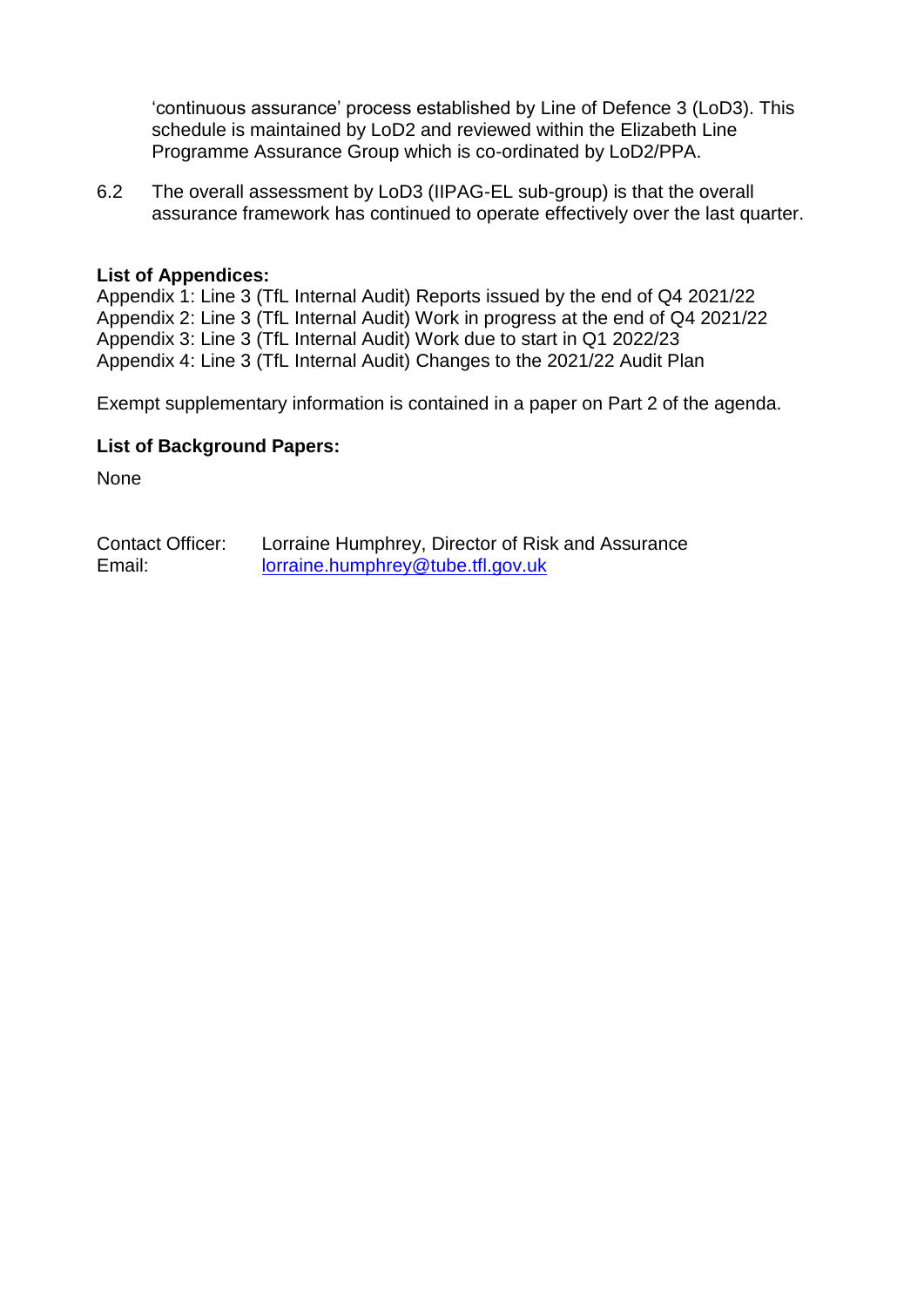'continuous assurance' process established by Line of Defence 3 (LoD3). This schedule is maintained by LoD2 and reviewed within the Elizabeth Line Programme Assurance Group which is co-ordinated by LoD2/PPA.

6.2 The overall assessment by LoD3 (IIPAG-EL sub-group) is that the overall assurance framework has continued to operate effectively over the last quarter.

**List of Appendices:**

Appendix 1: Line 3 (TfL Internal Audit) Reports issued by the end of Q4 2021/22
Appendix 2: Line 3 (TfL Internal Audit) Work in progress at the end of Q4 2021/22
Appendix 3: Line 3 (TfL Internal Audit) Work due to start in Q1 2022/23
Appendix 4: Line 3 (TfL Internal Audit) Changes to the 2021/22 Audit Plan

Exempt supplementary information is contained in a paper on Part 2 of the agenda.

**List of Background Papers:**

None

Contact Officer: Lorraine Humphrey, Director of Risk and Assurance
Email: lorraine.humphrey@tube.tfl.gov.uk